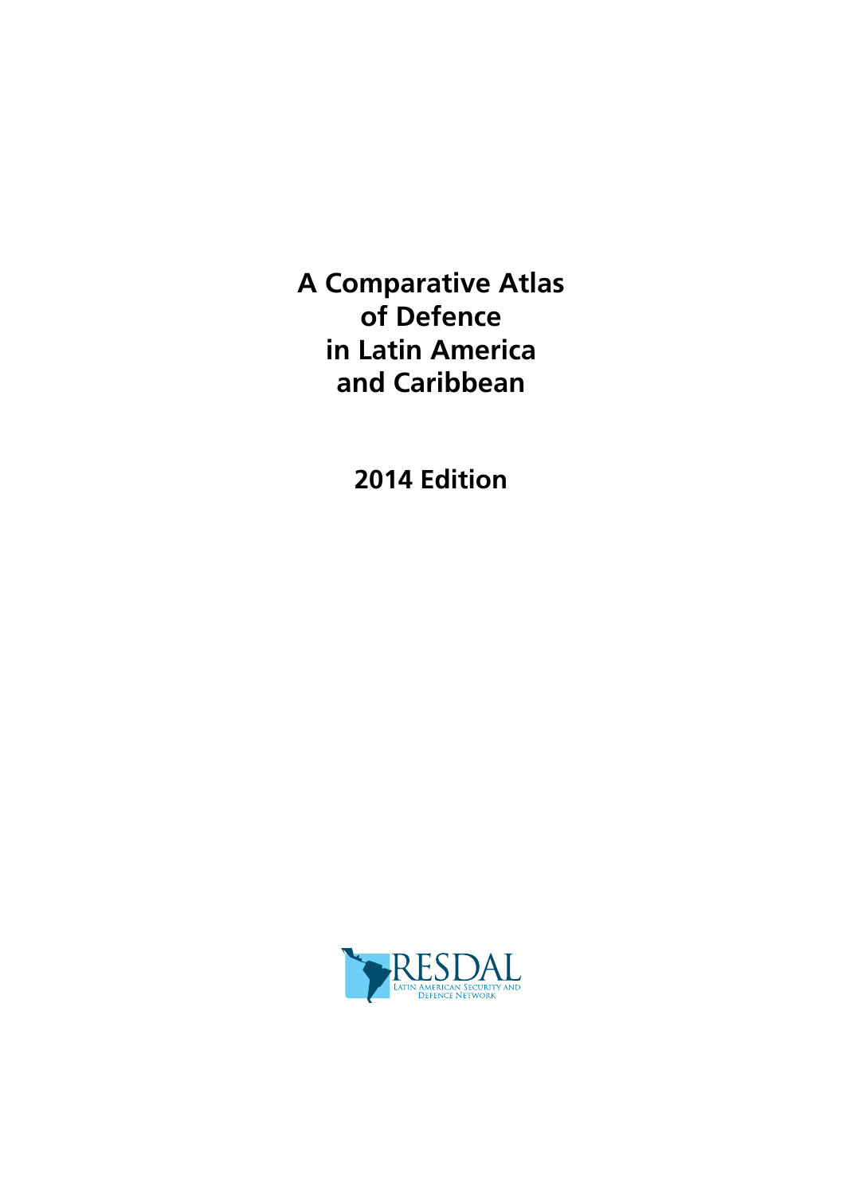# A Comparative Atlas of Defence in Latin America and Caribbean

## 2014 Edition

RESDAL
Latin American Security and Defence Network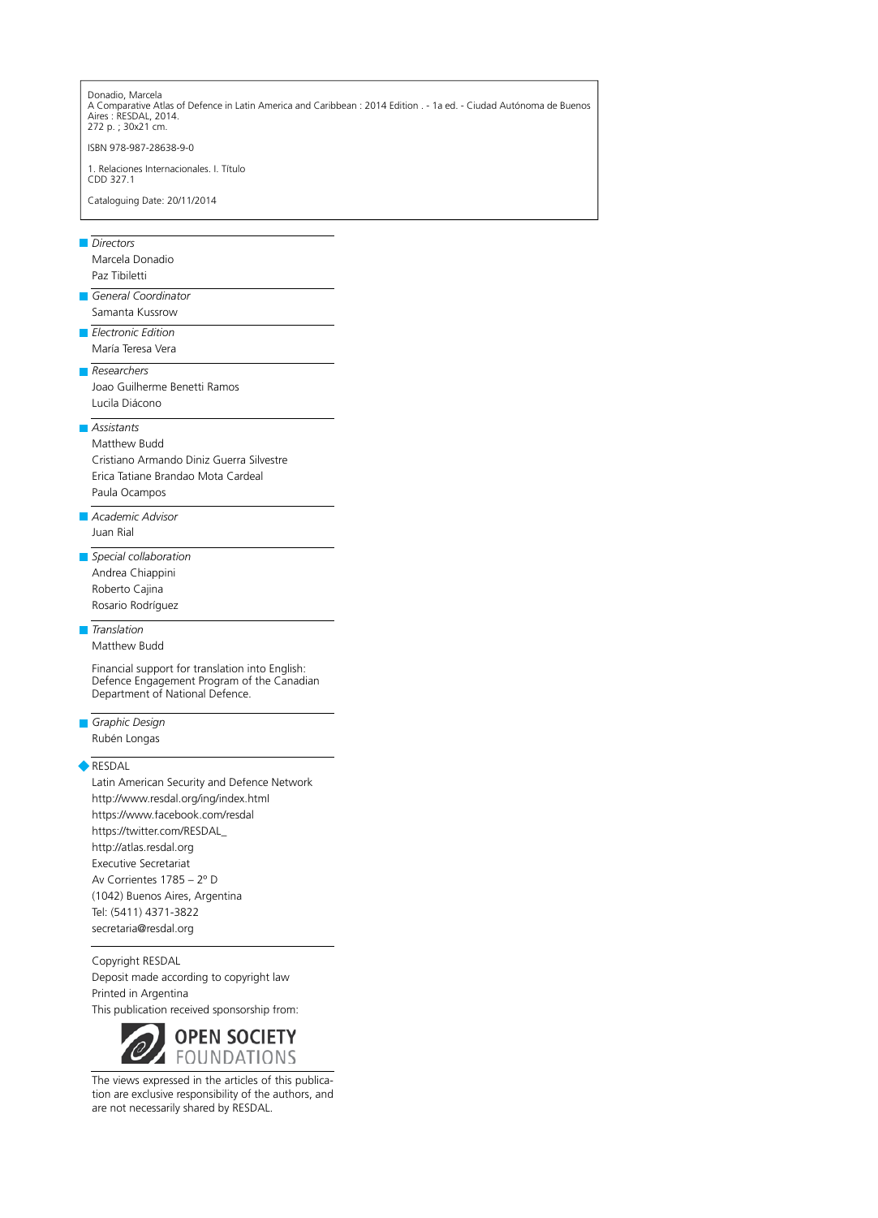Donadio, Marcela
A Comparative Atlas of Defence in Latin America and Caribbean : 2014 Edition . - 1a ed. - Ciudad Autónoma de Buenos Aires : RESDAL, 2014.
272 p. ; 30x21 cm.

ISBN 978-987-28638-9-0

1. Relaciones Internacionales. I. Título
CDD 327.1

Cataloguing Date: 20/11/2014

---

*Directors*
Marcela Donadio
Paz Tibiletti

*General Coordinator*
Samanta Kussrow

*Electronic Edition*
María Teresa Vera

*Researchers*
Joao Guilherme Benetti Ramos
Lucila Diácono

*Assistants*
Matthew Budd
Cristiano Armando Diniz Guerra Silvestre
Erica Tatiane Brandao Mota Cardeal
Paula Ocampos

*Academic Advisor*
Juan Rial

*Special collaboration*
Andrea Chiappini
Roberto Cajina
Rosario Rodríguez

*Translation*
Matthew Budd

Financial support for translation into English: Defence Engagement Program of the Canadian Department of National Defence.

*Graphic Design*
Rubén Longas

RESDAL
Latin American Security and Defence Network
http://www.resdal.org/ing/index.html
https://www.facebook.com/resdal
https://twitter.com/RESDAL_
http://atlas.resdal.org
Executive Secretariat
Av Corrientes 1785 – 2º D
(1042) Buenos Aires, Argentina
Tel: (5411) 4371-3822
secretaria@resdal.org

Copyright RESDAL
Deposit made according to copyright law
Printed in Argentina
This publication received sponsorship from:

OPEN SOCIETY FOUNDATIONS

The views expressed in the articles of this publication are exclusive responsibility of the authors, and are not necessarily shared by RESDAL.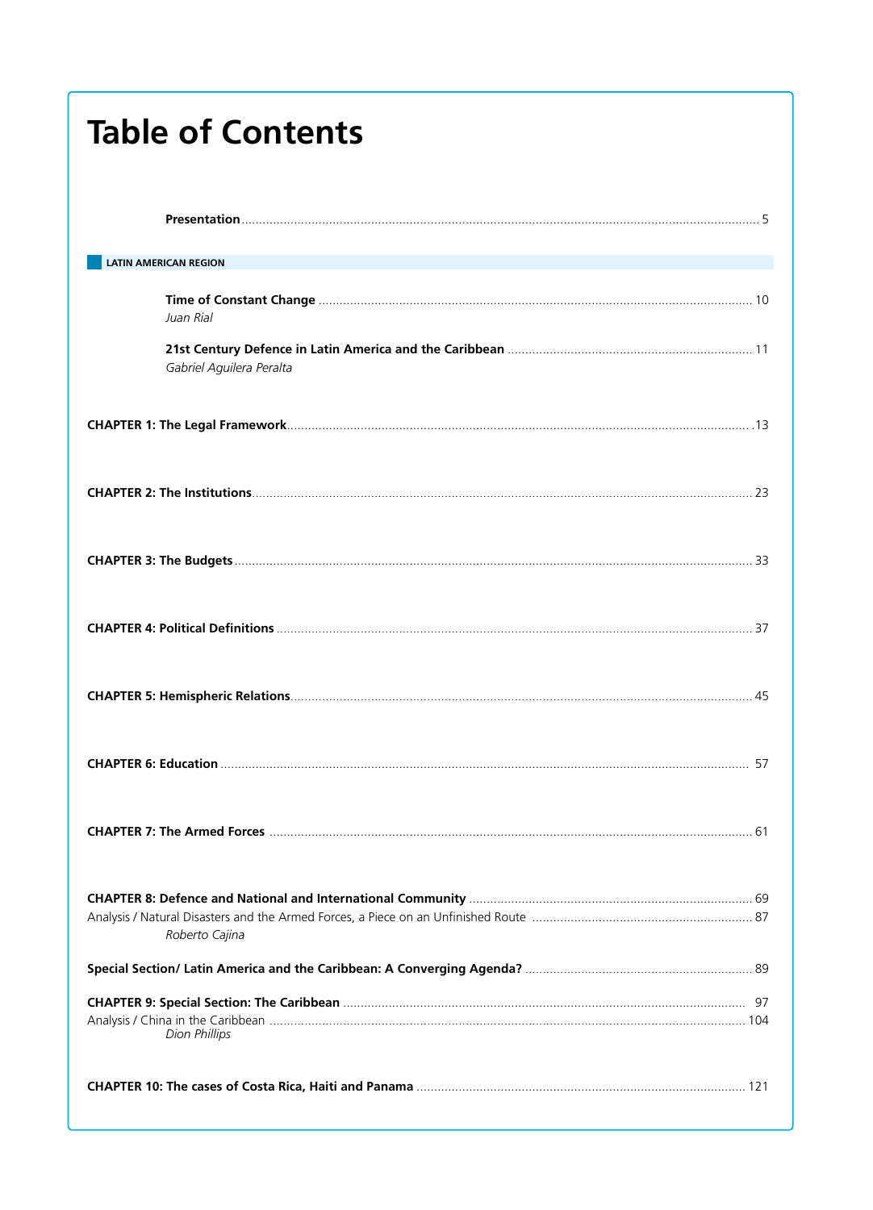# Table of Contents

**Presentation** .................................................................................................................. 5

**LATIN AMERICAN REGION**

**Time of Constant Change** .................................................................................................... 10
*Juan Rial*

**21st Century Defence in Latin America and the Caribbean** ............................................. 11
*Gabriel Aguilera Peralta*

**CHAPTER 1: The Legal Framework** ........................................................................................ 13

**CHAPTER 2: The Institutions** ................................................................................................ 23

**CHAPTER 3: The Budgets** ...................................................................................................... 33

**CHAPTER 4: Political Definitions** .......................................................................................... 37

**CHAPTER 5: Hemispheric Relations** ...................................................................................... 45

**CHAPTER 6: Education** .......................................................................................................... 57

**CHAPTER 7: The Armed Forces** ............................................................................................ 61

**CHAPTER 8: Defence and National and International Community** ..................................... 69
Analysis / Natural Disasters and the Armed Forces, a Piece on an Unfinished Route ............. 87
*Roberto Cajina*

**Special Section/ Latin America and the Caribbean: A Converging Agenda?** ........................ 89

**CHAPTER 9: Special Section: The Caribbean** ........................................................................ 97
Analysis / China in the Caribbean ............................................................................................ 104
*Dion Phillips*

**CHAPTER 10: The cases of Costa Rica, Haiti and Panama** ................................................. 121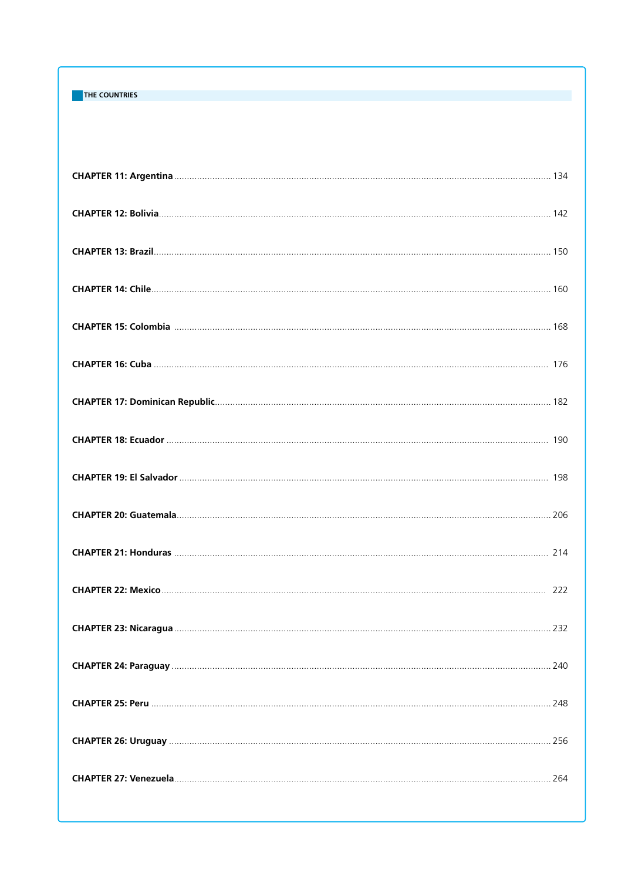## THE COUNTRIES

**CHAPTER 11: Argentina** ........ 134

**CHAPTER 12: Bolivia** ........ 142

**CHAPTER 13: Brazil** ........ 150

**CHAPTER 14: Chile** ........ 160

**CHAPTER 15: Colombia** ........ 168

**CHAPTER 16: Cuba** ........ 176

**CHAPTER 17: Dominican Republic** ........ 182

**CHAPTER 18: Ecuador** ........ 190

**CHAPTER 19: El Salvador** ........ 198

**CHAPTER 20: Guatemala** ........ 206

**CHAPTER 21: Honduras** ........ 214

**CHAPTER 22: Mexico** ........ 222

**CHAPTER 23: Nicaragua** ........ 232

**CHAPTER 24: Paraguay** ........ 240

**CHAPTER 25: Peru** ........ 248

**CHAPTER 26: Uruguay** ........ 256

**CHAPTER 27: Venezuela** ........ 264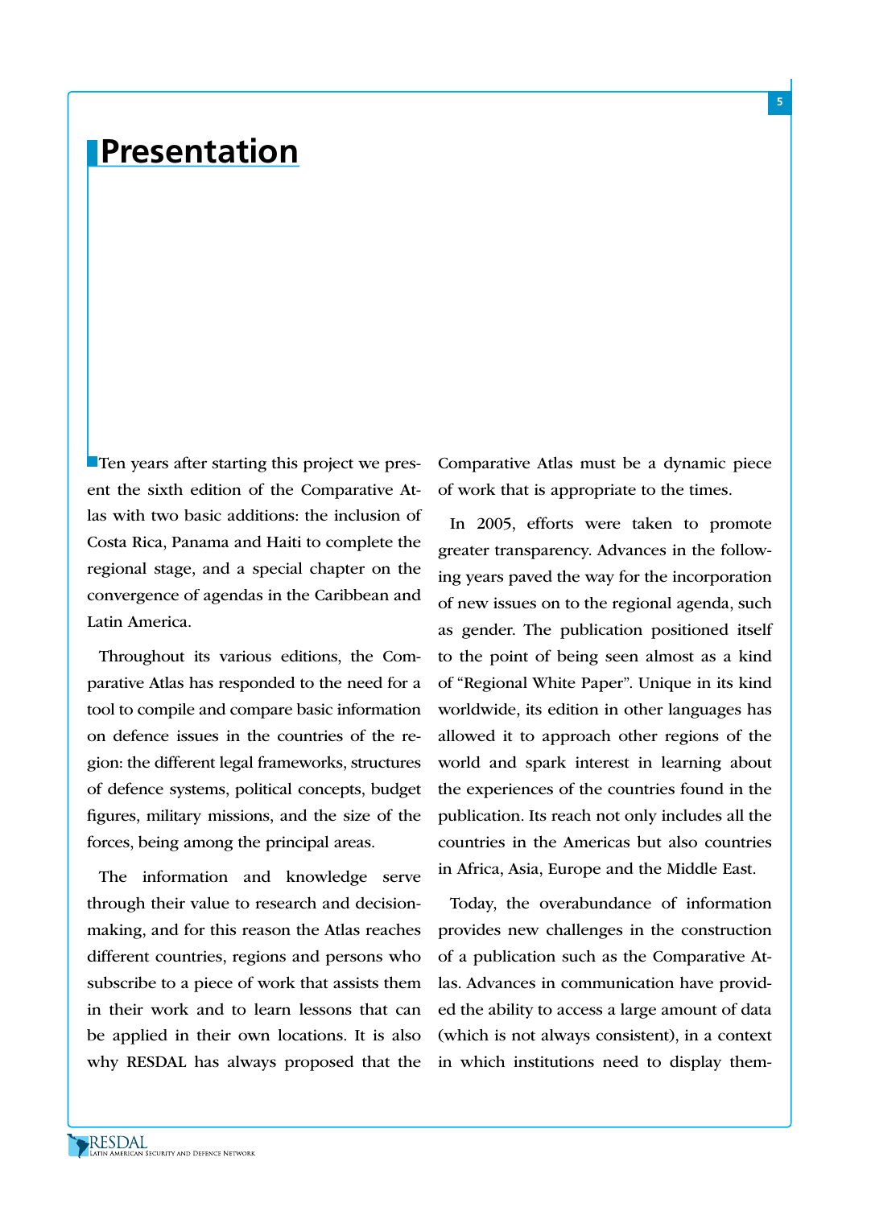# Presentation

Ten years after starting this project we present the sixth edition of the Comparative Atlas with two basic additions: the inclusion of Costa Rica, Panama and Haiti to complete the regional stage, and a special chapter on the convergence of agendas in the Caribbean and Latin America.

Throughout its various editions, the Comparative Atlas has responded to the need for a tool to compile and compare basic information on defence issues in the countries of the region: the different legal frameworks, structures of defence systems, political concepts, budget figures, military missions, and the size of the forces, being among the principal areas.

The information and knowledge serve through their value to research and decision-making, and for this reason the Atlas reaches different countries, regions and persons who subscribe to a piece of work that assists them in their work and to learn lessons that can be applied in their own locations. It is also why RESDAL has always proposed that the Comparative Atlas must be a dynamic piece of work that is appropriate to the times.

In 2005, efforts were taken to promote greater transparency. Advances in the following years paved the way for the incorporation of new issues on to the regional agenda, such as gender. The publication positioned itself to the point of being seen almost as a kind of "Regional White Paper". Unique in its kind worldwide, its edition in other languages has allowed it to approach other regions of the world and spark interest in learning about the experiences of the countries found in the publication. Its reach not only includes all the countries in the Americas but also countries in Africa, Asia, Europe and the Middle East.

Today, the overabundance of information provides new challenges in the construction of a publication such as the Comparative Atlas. Advances in communication have provided the ability to access a large amount of data (which is not always consistent), in a context in which institutions need to display them-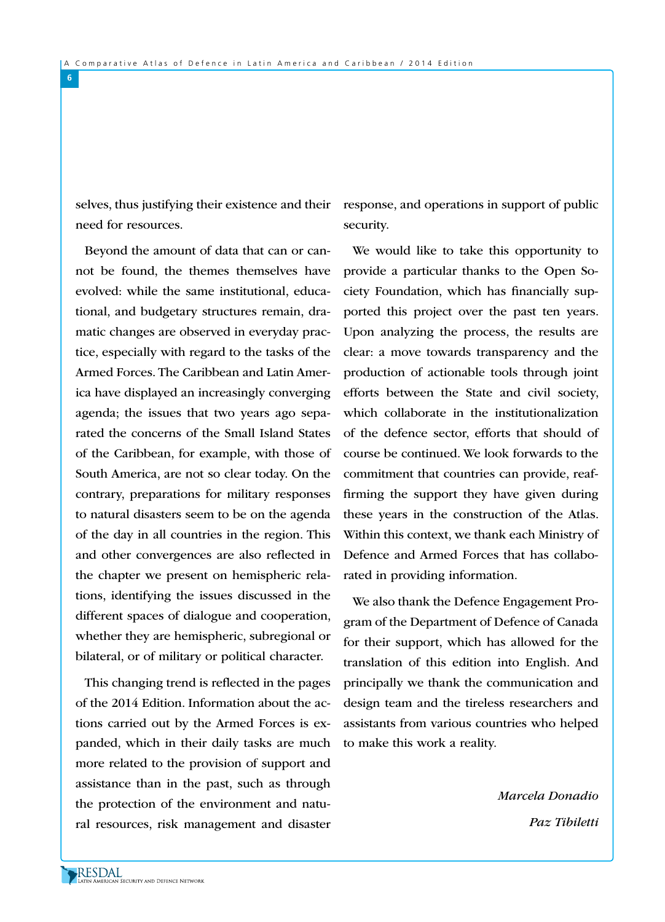selves, thus justifying their existence and their need for resources.

Beyond the amount of data that can or cannot be found, the themes themselves have evolved: while the same institutional, educational, and budgetary structures remain, dramatic changes are observed in everyday practice, especially with regard to the tasks of the Armed Forces. The Caribbean and Latin America have displayed an increasingly converging agenda; the issues that two years ago separated the concerns of the Small Island States of the Caribbean, for example, with those of South America, are not so clear today. On the contrary, preparations for military responses to natural disasters seem to be on the agenda of the day in all countries in the region. This and other convergences are also reflected in the chapter we present on hemispheric relations, identifying the issues discussed in the different spaces of dialogue and cooperation, whether they are hemispheric, subregional or bilateral, or of military or political character.

This changing trend is reflected in the pages of the 2014 Edition. Information about the actions carried out by the Armed Forces is expanded, which in their daily tasks are much more related to the provision of support and assistance than in the past, such as through the protection of the environment and natural resources, risk management and disaster response, and operations in support of public security.

We would like to take this opportunity to provide a particular thanks to the Open Society Foundation, which has financially supported this project over the past ten years. Upon analyzing the process, the results are clear: a move towards transparency and the production of actionable tools through joint efforts between the State and civil society, which collaborate in the institutionalization of the defence sector, efforts that should of course be continued. We look forwards to the commitment that countries can provide, reaffirming the support they have given during these years in the construction of the Atlas. Within this context, we thank each Ministry of Defence and Armed Forces that has collaborated in providing information.

We also thank the Defence Engagement Program of the Department of Defence of Canada for their support, which has allowed for the translation of this edition into English. And principally we thank the communication and design team and the tireless researchers and assistants from various countries who helped to make this work a reality.

*Marcela Donadio*

*Paz Tibiletti*